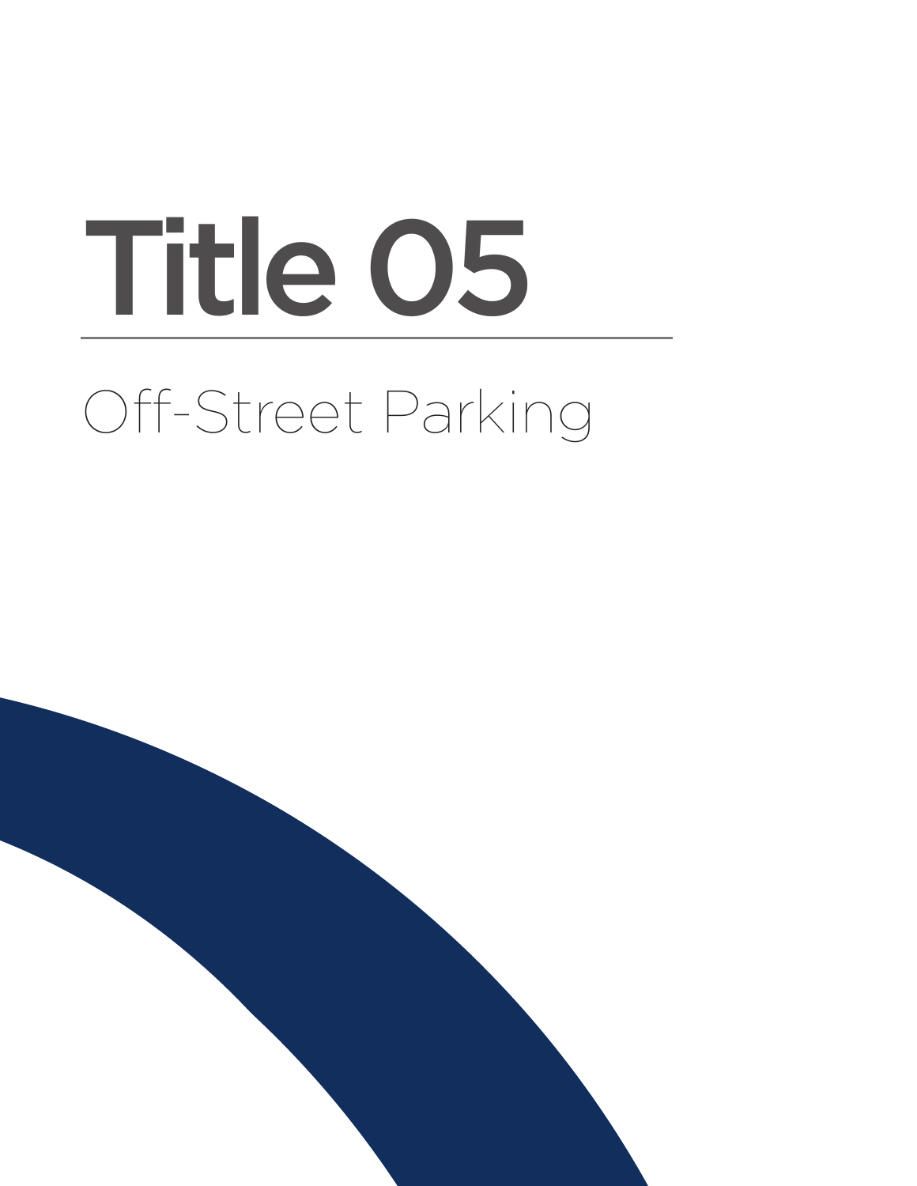# Title 05

## Off-Street Parking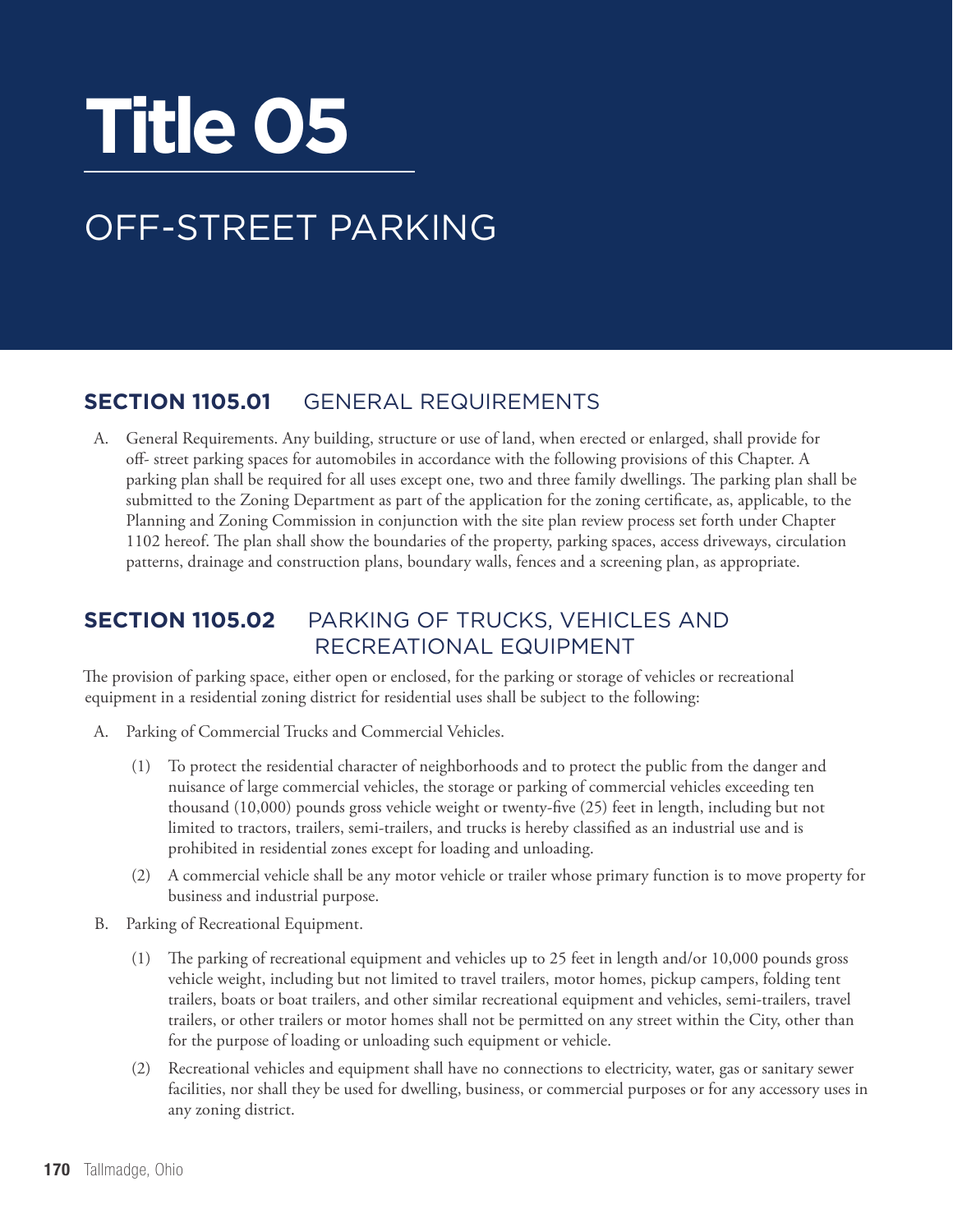# Title 05

## OFF-STREET PARKING

## SECTION 1105.01 GENERAL REQUIREMENTS

A. General Requirements. Any building, structure or use of land, when erected or enlarged, shall provide for off- street parking spaces for automobiles in accordance with the following provisions of this Chapter. A parking plan shall be required for all uses except one, two and three family dwellings. The parking plan shall be submitted to the Zoning Department as part of the application for the zoning certificate, as, applicable, to the Planning and Zoning Commission in conjunction with the site plan review process set forth under Chapter 1102 hereof. The plan shall show the boundaries of the property, parking spaces, access driveways, circulation patterns, drainage and construction plans, boundary walls, fences and a screening plan, as appropriate.

## SECTION 1105.02 PARKING OF TRUCKS, VEHICLES AND RECREATIONAL EQUIPMENT

The provision of parking space, either open or enclosed, for the parking or storage of vehicles or recreational equipment in a residential zoning district for residential uses shall be subject to the following:

A. Parking of Commercial Trucks and Commercial Vehicles.

(1) To protect the residential character of neighborhoods and to protect the public from the danger and nuisance of large commercial vehicles, the storage or parking of commercial vehicles exceeding ten thousand (10,000) pounds gross vehicle weight or twenty-five (25) feet in length, including but not limited to tractors, trailers, semi-trailers, and trucks is hereby classified as an industrial use and is prohibited in residential zones except for loading and unloading.

(2) A commercial vehicle shall be any motor vehicle or trailer whose primary function is to move property for business and industrial purpose.

B. Parking of Recreational Equipment.

(1) The parking of recreational equipment and vehicles up to 25 feet in length and/or 10,000 pounds gross vehicle weight, including but not limited to travel trailers, motor homes, pickup campers, folding tent trailers, boats or boat trailers, and other similar recreational equipment and vehicles, semi-trailers, travel trailers, or other trailers or motor homes shall not be permitted on any street within the City, other than for the purpose of loading or unloading such equipment or vehicle.

(2) Recreational vehicles and equipment shall have no connections to electricity, water, gas or sanitary sewer facilities, nor shall they be used for dwelling, business, or commercial purposes or for any accessory uses in any zoning district.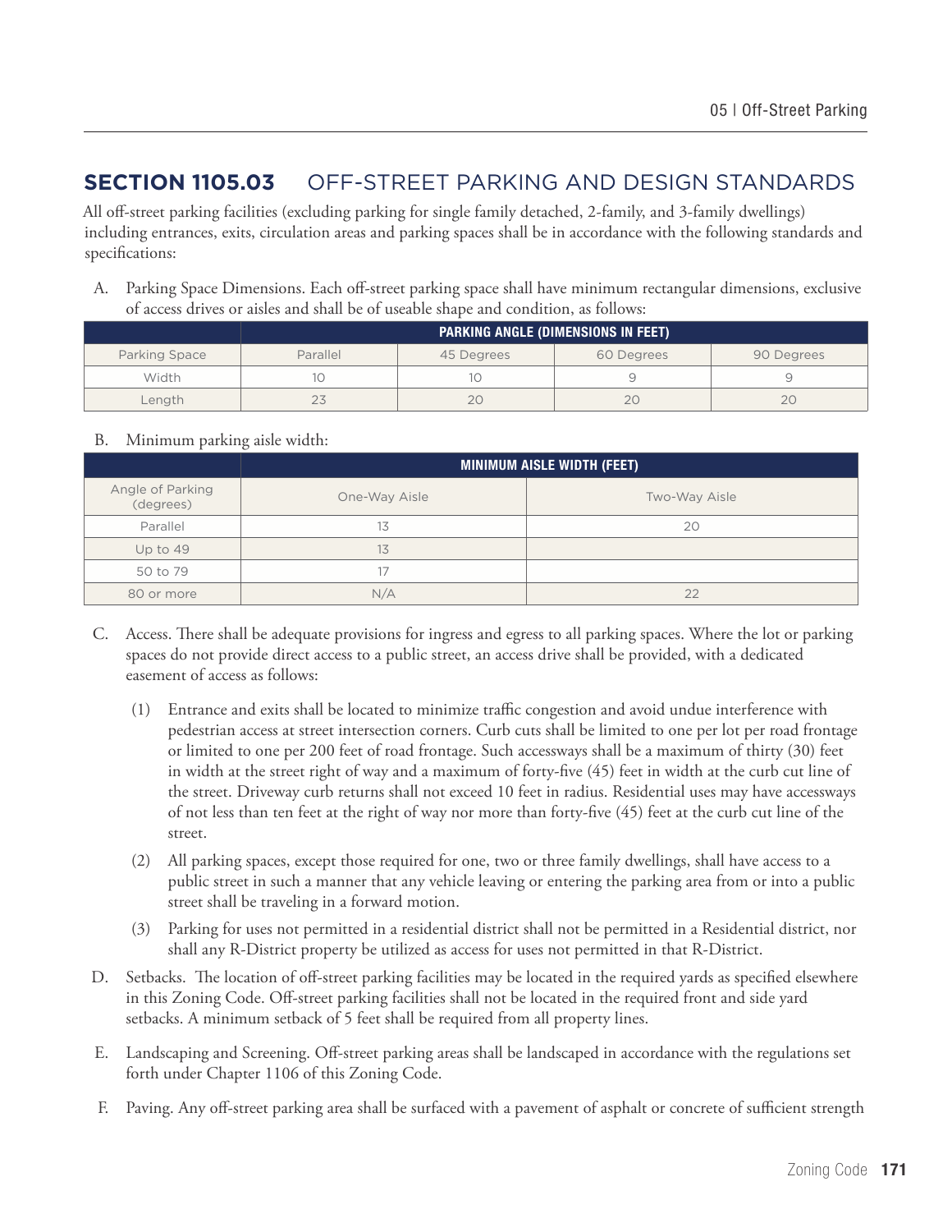## SECTION 1105.03 OFF-STREET PARKING AND DESIGN STANDARDS

All off-street parking facilities (excluding parking for single family detached, 2-family, and 3-family dwellings) including entrances, exits, circulation areas and parking spaces shall be in accordance with the following standards and specifications:

A. Parking Space Dimensions. Each off-street parking space shall have minimum rectangular dimensions, exclusive of access drives or aisles and shall be of useable shape and condition, as follows:

| | PARKING ANGLE (DIMENSIONS IN FEET) | | | |
|---|---|---|---|---|
| Parking Space | Parallel | 45 Degrees | 60 Degrees | 90 Degrees |
| Width | 10 | 10 | 9 | 9 |
| Length | 23 | 20 | 20 | 20 |

B. Minimum parking aisle width:

| | MINIMUM AISLE WIDTH (FEET) | |
|---|---|---|
| Angle of Parking (degrees) | One-Way Aisle | Two-Way Aisle |
| Parallel | 13 | 20 |
| Up to 49 | 13 | |
| 50 to 79 | 17 | |
| 80 or more | N/A | 22 |

C. Access. There shall be adequate provisions for ingress and egress to all parking spaces. Where the lot or parking spaces do not provide direct access to a public street, an access drive shall be provided, with a dedicated easement of access as follows:

(1) Entrance and exits shall be located to minimize traffic congestion and avoid undue interference with pedestrian access at street intersection corners. Curb cuts shall be limited to one per lot per road frontage or limited to one per 200 feet of road frontage. Such accessways shall be a maximum of thirty (30) feet in width at the street right of way and a maximum of forty-five (45) feet in width at the curb cut line of the street. Driveway curb returns shall not exceed 10 feet in radius. Residential uses may have accessways of not less than ten feet at the right of way nor more than forty-five (45) feet at the curb cut line of the street.

(2) All parking spaces, except those required for one, two or three family dwellings, shall have access to a public street in such a manner that any vehicle leaving or entering the parking area from or into a public street shall be traveling in a forward motion.

(3) Parking for uses not permitted in a residential district shall not be permitted in a Residential district, nor shall any R-District property be utilized as access for uses not permitted in that R-District.

D. Setbacks. The location of off-street parking facilities may be located in the required yards as specified elsewhere in this Zoning Code. Off-street parking facilities shall not be located in the required front and side yard setbacks. A minimum setback of 5 feet shall be required from all property lines.

E. Landscaping and Screening. Off-street parking areas shall be landscaped in accordance with the regulations set forth under Chapter 1106 of this Zoning Code.

F. Paving. Any off-street parking area shall be surfaced with a pavement of asphalt or concrete of sufficient strength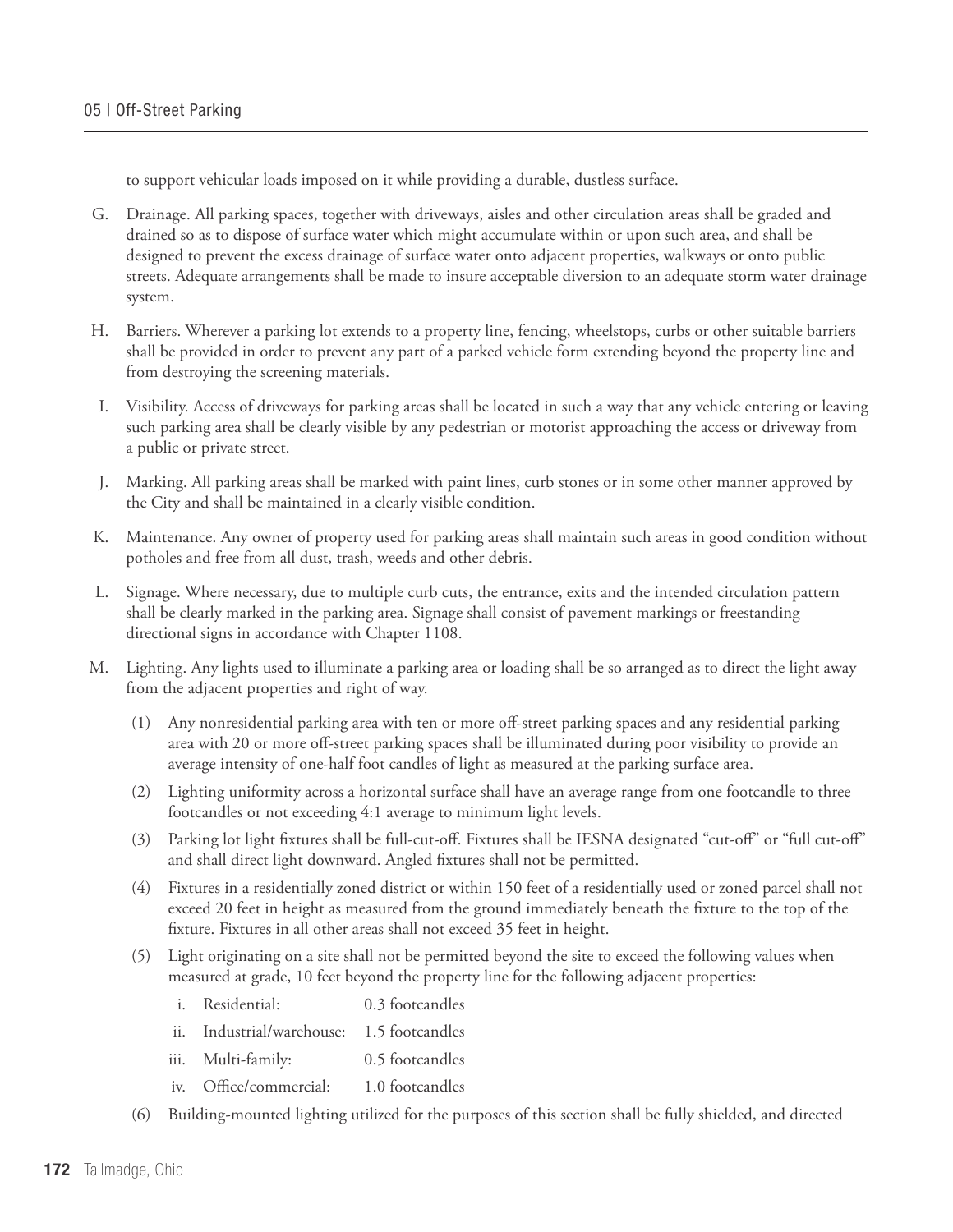to support vehicular loads imposed on it while providing a durable, dustless surface.

G. Drainage. All parking spaces, together with driveways, aisles and other circulation areas shall be graded and drained so as to dispose of surface water which might accumulate within or upon such area, and shall be designed to prevent the excess drainage of surface water onto adjacent properties, walkways or onto public streets. Adequate arrangements shall be made to insure acceptable diversion to an adequate storm water drainage system.

H. Barriers. Wherever a parking lot extends to a property line, fencing, wheelstops, curbs or other suitable barriers shall be provided in order to prevent any part of a parked vehicle form extending beyond the property line and from destroying the screening materials.

I. Visibility. Access of driveways for parking areas shall be located in such a way that any vehicle entering or leaving such parking area shall be clearly visible by any pedestrian or motorist approaching the access or driveway from a public or private street.

J. Marking. All parking areas shall be marked with paint lines, curb stones or in some other manner approved by the City and shall be maintained in a clearly visible condition.

K. Maintenance. Any owner of property used for parking areas shall maintain such areas in good condition without potholes and free from all dust, trash, weeds and other debris.

L. Signage. Where necessary, due to multiple curb cuts, the entrance, exits and the intended circulation pattern shall be clearly marked in the parking area. Signage shall consist of pavement markings or freestanding directional signs in accordance with Chapter 1108.

M. Lighting. Any lights used to illuminate a parking area or loading shall be so arranged as to direct the light away from the adjacent properties and right of way.

(1) Any nonresidential parking area with ten or more off-street parking spaces and any residential parking area with 20 or more off-street parking spaces shall be illuminated during poor visibility to provide an average intensity of one-half foot candles of light as measured at the parking surface area.

(2) Lighting uniformity across a horizontal surface shall have an average range from one footcandle to three footcandles or not exceeding 4:1 average to minimum light levels.

(3) Parking lot light fixtures shall be full-cut-off. Fixtures shall be IESNA designated "cut-off" or "full cut-off" and shall direct light downward. Angled fixtures shall not be permitted.

(4) Fixtures in a residentially zoned district or within 150 feet of a residentially used or zoned parcel shall not exceed 20 feet in height as measured from the ground immediately beneath the fixture to the top of the fixture. Fixtures in all other areas shall not exceed 35 feet in height.

(5) Light originating on a site shall not be permitted beyond the site to exceed the following values when measured at grade, 10 feet beyond the property line for the following adjacent properties:

i. Residential: 0.3 footcandles

ii. Industrial/warehouse: 1.5 footcandles

iii. Multi-family: 0.5 footcandles

iv. Office/commercial: 1.0 footcandles

(6) Building-mounted lighting utilized for the purposes of this section shall be fully shielded, and directed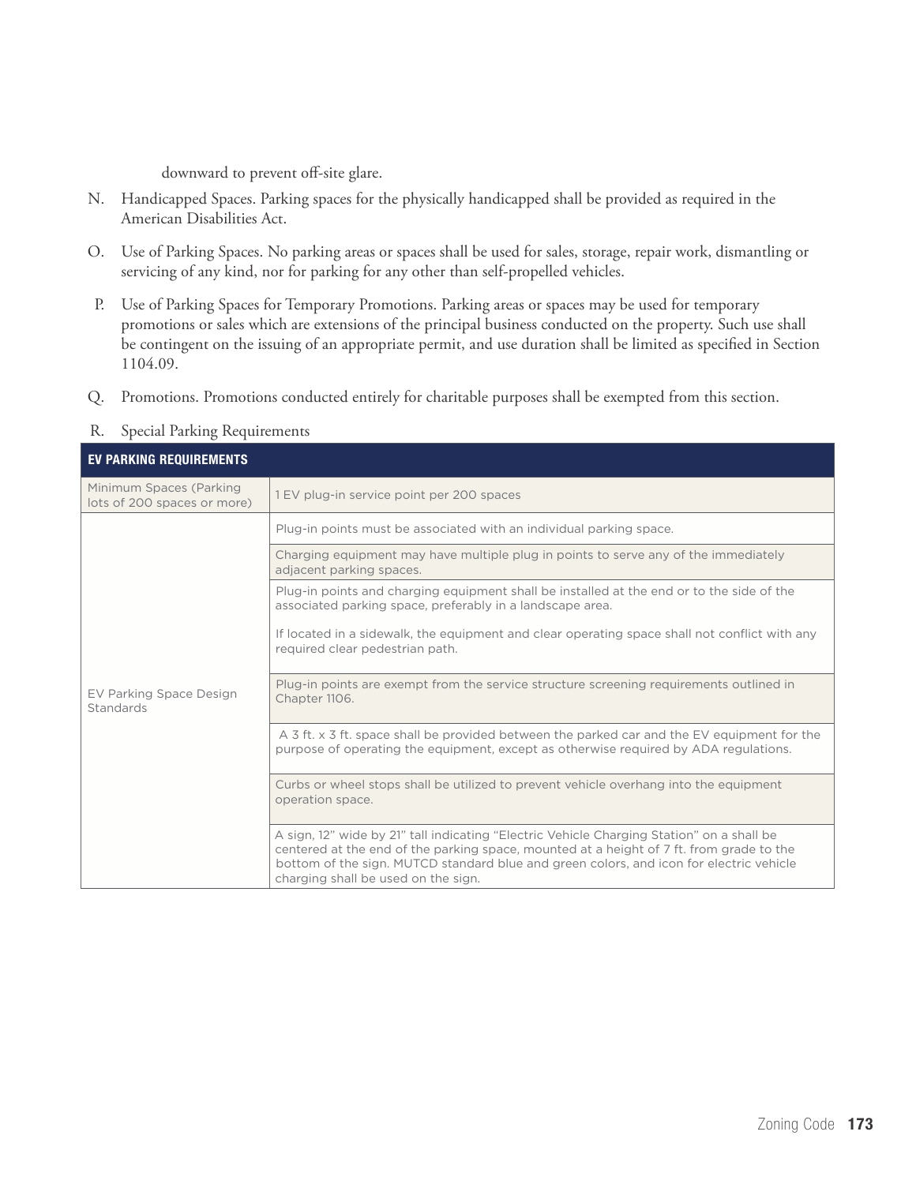downward to prevent off-site glare.

N. Handicapped Spaces. Parking spaces for the physically handicapped shall be provided as required in the American Disabilities Act.

O. Use of Parking Spaces. No parking areas or spaces shall be used for sales, storage, repair work, dismantling or servicing of any kind, nor for parking for any other than self-propelled vehicles.

P. Use of Parking Spaces for Temporary Promotions. Parking areas or spaces may be used for temporary promotions or sales which are extensions of the principal business conducted on the property. Such use shall be contingent on the issuing of an appropriate permit, and use duration shall be limited as specified in Section 1104.09.

Q. Promotions. Promotions conducted entirely for charitable purposes shall be exempted from this section.

R. Special Parking Requirements

| EV PARKING REQUIREMENTS | |
|---|---|
| Minimum Spaces (Parking lots of 200 spaces or more) | 1 EV plug-in service point per 200 spaces |
| EV Parking Space Design Standards | Plug-in points must be associated with an individual parking space. |
| | Charging equipment may have multiple plug in points to serve any of the immediately adjacent parking spaces. |
| | Plug-in points and charging equipment shall be installed at the end or to the side of the associated parking space, preferably in a landscape area.<br><br>If located in a sidewalk, the equipment and clear operating space shall not conflict with any required clear pedestrian path. |
| | Plug-in points are exempt from the service structure screening requirements outlined in Chapter 1106. |
| | A 3 ft. x 3 ft. space shall be provided between the parked car and the EV equipment for the purpose of operating the equipment, except as otherwise required by ADA regulations. |
| | Curbs or wheel stops shall be utilized to prevent vehicle overhang into the equipment operation space. |
| | A sign, 12" wide by 21" tall indicating "Electric Vehicle Charging Station" on a shall be centered at the end of the parking space, mounted at a height of 7 ft. from grade to the bottom of the sign. MUTCD standard blue and green colors, and icon for electric vehicle charging shall be used on the sign. |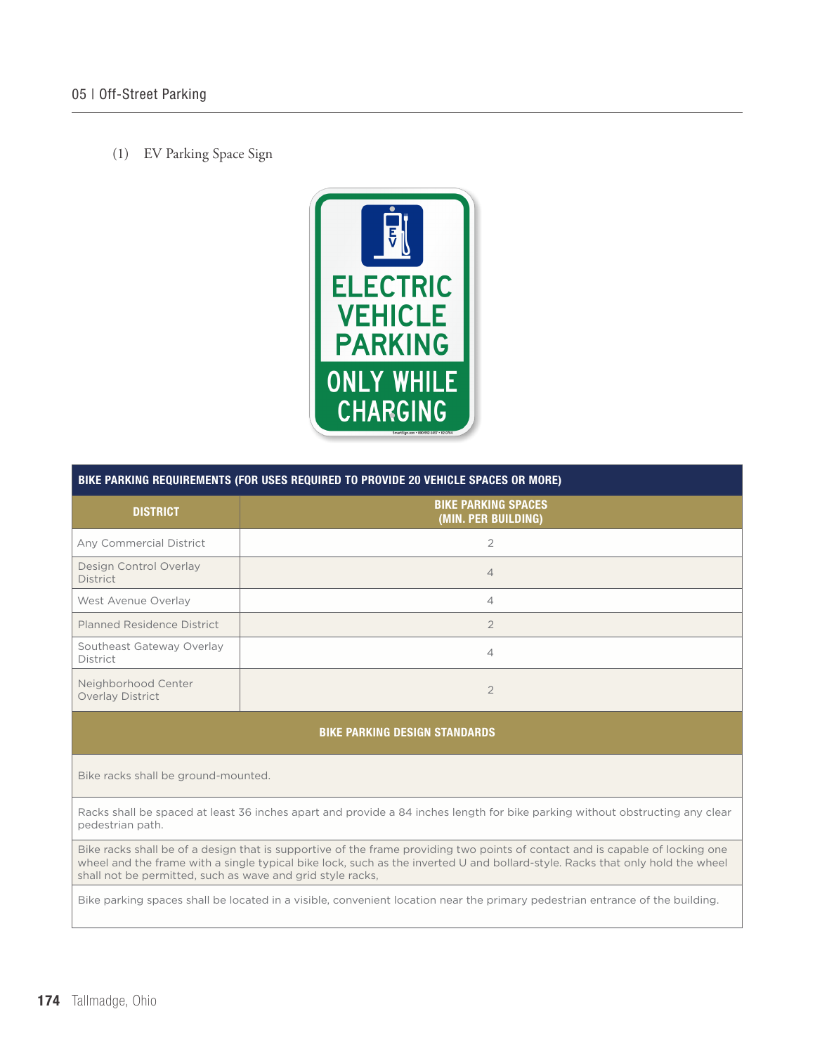(1) EV Parking Space Sign

ELECTRIC VEHICLE PARKING

ONLY WHILE CHARGING

| BIKE PARKING REQUIREMENTS (FOR USES REQUIRED TO PROVIDE 20 VEHICLE SPACES OR MORE) | |
|---|---|
| **DISTRICT** | **BIKE PARKING SPACES (MIN. PER BUILDING)** |
| Any Commercial District | 2 |
| Design Control Overlay District | 4 |
| West Avenue Overlay | 4 |
| Planned Residence District | 2 |
| Southeast Gateway Overlay District | 4 |
| Neighborhood Center Overlay District | 2 |

| BIKE PARKING DESIGN STANDARDS |
|---|
| Bike racks shall be ground-mounted. |
| Racks shall be spaced at least 36 inches apart and provide a 84 inches length for bike parking without obstructing any clear pedestrian path. |
| Bike racks shall be of a design that is supportive of the frame providing two points of contact and is capable of locking one wheel and the frame with a single typical bike lock, such as the inverted U and bollard-style. Racks that only hold the wheel shall not be permitted, such as wave and grid style racks, |
| Bike parking spaces shall be located in a visible, convenient location near the primary pedestrian entrance of the building. |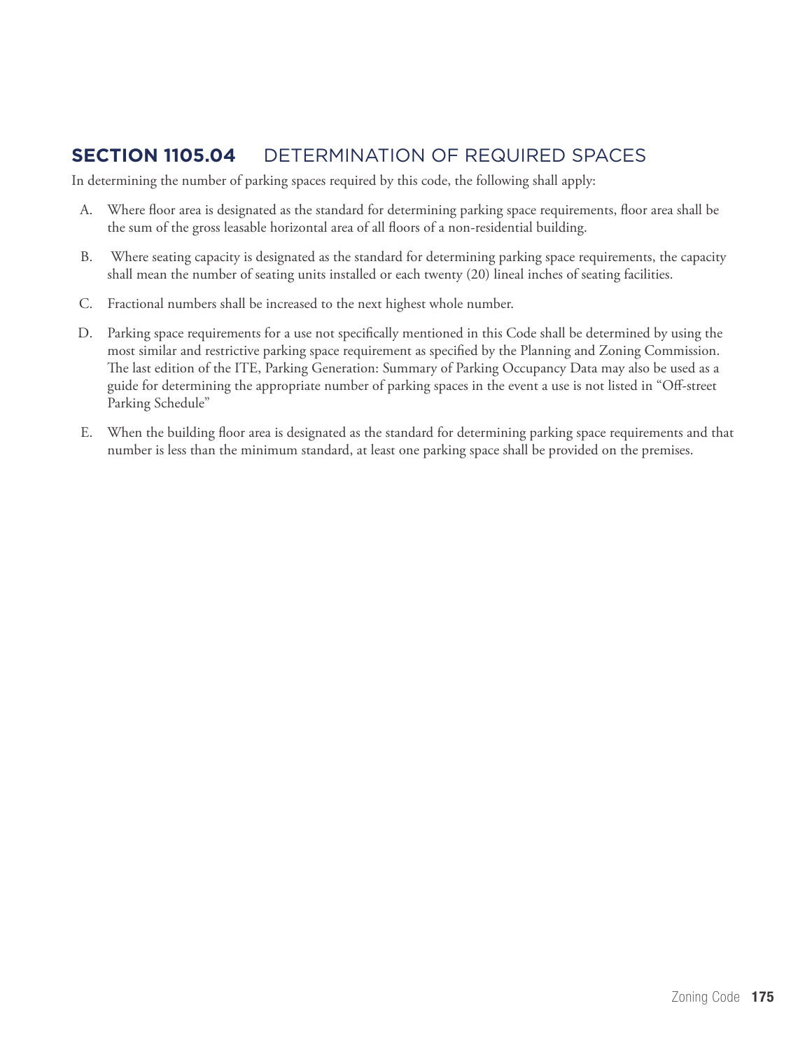## SECTION 1105.04 DETERMINATION OF REQUIRED SPACES

In determining the number of parking spaces required by this code, the following shall apply:

A. Where floor area is designated as the standard for determining parking space requirements, floor area shall be the sum of the gross leasable horizontal area of all floors of a non-residential building.

B. Where seating capacity is designated as the standard for determining parking space requirements, the capacity shall mean the number of seating units installed or each twenty (20) lineal inches of seating facilities.

C. Fractional numbers shall be increased to the next highest whole number.

D. Parking space requirements for a use not specifically mentioned in this Code shall be determined by using the most similar and restrictive parking space requirement as specified by the Planning and Zoning Commission. The last edition of the ITE, Parking Generation: Summary of Parking Occupancy Data may also be used as a guide for determining the appropriate number of parking spaces in the event a use is not listed in "Off-street Parking Schedule"

E. When the building floor area is designated as the standard for determining parking space requirements and that number is less than the minimum standard, at least one parking space shall be provided on the premises.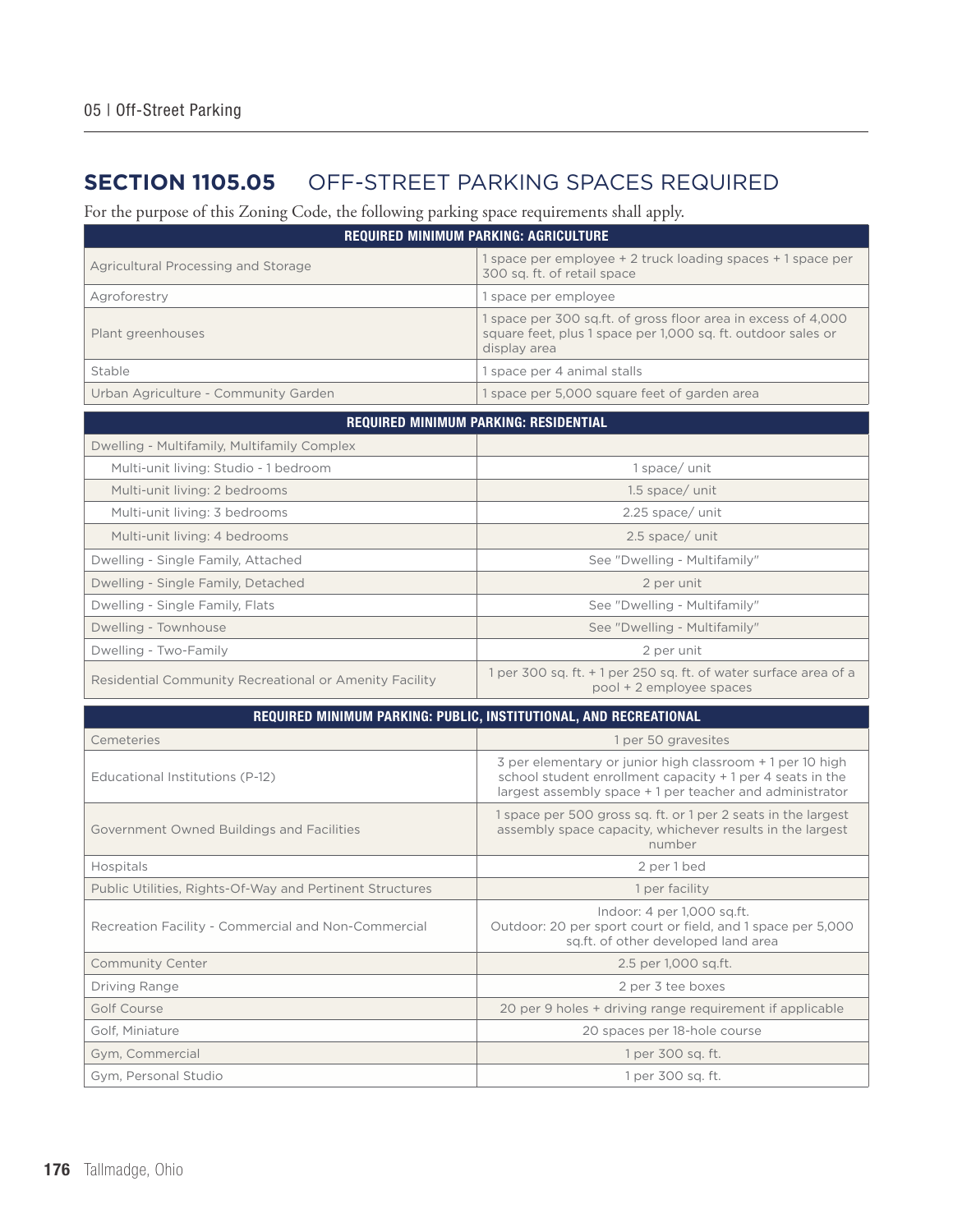## SECTION 1105.05 OFF-STREET PARKING SPACES REQUIRED

For the purpose of this Zoning Code, the following parking space requirements shall apply.

| REQUIRED MINIMUM PARKING: AGRICULTURE | |
|---|---|
| Agricultural Processing and Storage | 1 space per employee + 2 truck loading spaces + 1 space per 300 sq. ft. of retail space |
| Agroforestry | 1 space per employee |
| Plant greenhouses | 1 space per 300 sq.ft. of gross floor area in excess of 4,000 square feet, plus 1 space per 1,000 sq. ft. outdoor sales or display area |
| Stable | 1 space per 4 animal stalls |
| Urban Agriculture - Community Garden | 1 space per 5,000 square feet of garden area |

| REQUIRED MINIMUM PARKING: RESIDENTIAL | |
|---|---|
| Dwelling - Multifamily, Multifamily Complex | |
| Multi-unit living: Studio - 1 bedroom | 1 space/ unit |
| Multi-unit living: 2 bedrooms | 1.5 space/ unit |
| Multi-unit living: 3 bedrooms | 2.25 space/ unit |
| Multi-unit living: 4 bedrooms | 2.5 space/ unit |
| Dwelling - Single Family, Attached | See "Dwelling - Multifamily" |
| Dwelling - Single Family, Detached | 2 per unit |
| Dwelling - Single Family, Flats | See "Dwelling - Multifamily" |
| Dwelling - Townhouse | See "Dwelling - Multifamily" |
| Dwelling - Two-Family | 2 per unit |
| Residential Community Recreational or Amenity Facility | 1 per 300 sq. ft. + 1 per 250 sq. ft. of water surface area of a pool + 2 employee spaces |

| REQUIRED MINIMUM PARKING: PUBLIC, INSTITUTIONAL, AND RECREATIONAL | |
|---|---|
| Cemeteries | 1 per 50 gravesites |
| Educational Institutions (P-12) | 3 per elementary or junior high classroom + 1 per 10 high school student enrollment capacity + 1 per 4 seats in the largest assembly space + 1 per teacher and administrator |
| Government Owned Buildings and Facilities | 1 space per 500 gross sq. ft. or 1 per 2 seats in the largest assembly space capacity, whichever results in the largest number |
| Hospitals | 2 per 1 bed |
| Public Utilities, Rights-Of-Way and Pertinent Structures | 1 per facility |
| Recreation Facility - Commercial and Non-Commercial | Indoor: 4 per 1,000 sq.ft.<br>Outdoor: 20 per sport court or field, and 1 space per 5,000 sq.ft. of other developed land area |
| Community Center | 2.5 per 1,000 sq.ft. |
| Driving Range | 2 per 3 tee boxes |
| Golf Course | 20 per 9 holes + driving range requirement if applicable |
| Golf, Miniature | 20 spaces per 18-hole course |
| Gym, Commercial | 1 per 300 sq. ft. |
| Gym, Personal Studio | 1 per 300 sq. ft. |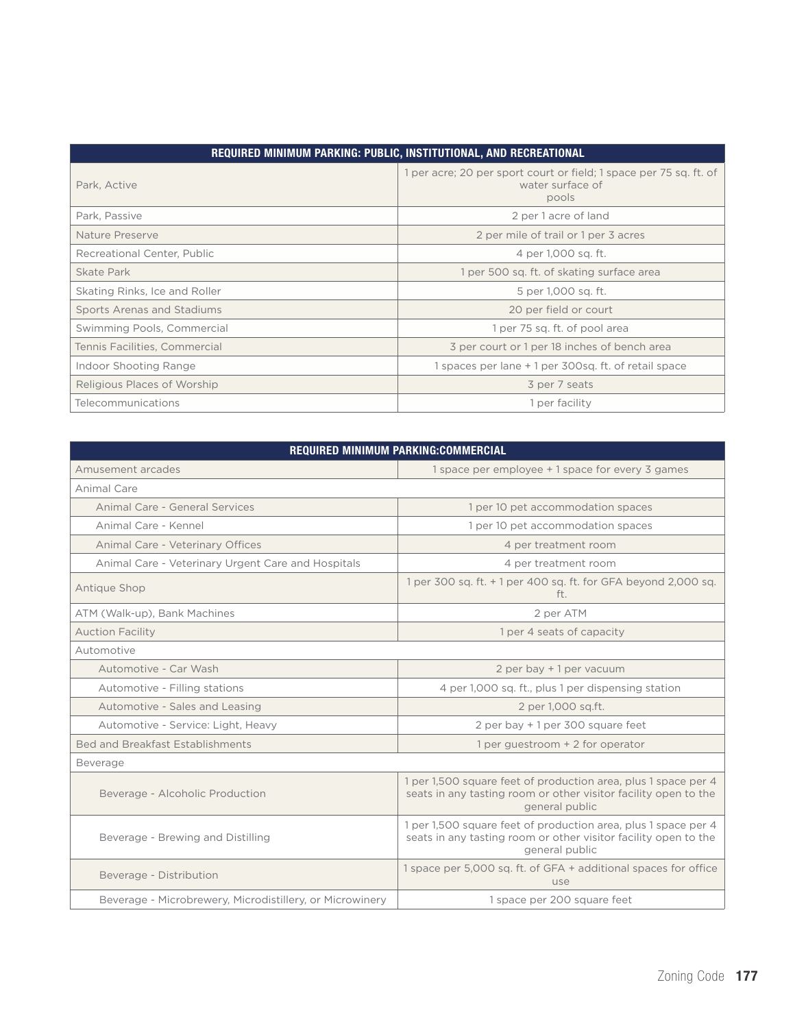| REQUIRED MINIMUM PARKING: PUBLIC, INSTITUTIONAL, AND RECREATIONAL | |
|---|---|
| Park, Active | 1 per acre; 20 per sport court or field; 1 space per 75 sq. ft. of water surface of pools |
| Park, Passive | 2 per 1 acre of land |
| Nature Preserve | 2 per mile of trail or 1 per 3 acres |
| Recreational Center, Public | 4 per 1,000 sq. ft. |
| Skate Park | 1 per 500 sq. ft. of skating surface area |
| Skating Rinks, Ice and Roller | 5 per 1,000 sq. ft. |
| Sports Arenas and Stadiums | 20 per field or court |
| Swimming Pools, Commercial | 1 per 75 sq. ft. of pool area |
| Tennis Facilities, Commercial | 3 per court or 1 per 18 inches of bench area |
| Indoor Shooting Range | 1 spaces per lane + 1 per 300sq. ft. of retail space |
| Religious Places of Worship | 3 per 7 seats |
| Telecommunications | 1 per facility |

| REQUIRED MINIMUM PARKING:COMMERCIAL | |
|---|---|
| Amusement arcades | 1 space per employee + 1 space for every 3 games |
| Animal Care | |
| Animal Care - General Services | 1 per 10 pet accommodation spaces |
| Animal Care - Kennel | 1 per 10 pet accommodation spaces |
| Animal Care - Veterinary Offices | 4 per treatment room |
| Animal Care - Veterinary Urgent Care and Hospitals | 4 per treatment room |
| Antique Shop | 1 per 300 sq. ft. + 1 per 400 sq. ft. for GFA beyond 2,000 sq. ft. |
| ATM (Walk-up), Bank Machines | 2 per ATM |
| Auction Facility | 1 per 4 seats of capacity |
| Automotive | |
| Automotive - Car Wash | 2 per bay + 1 per vacuum |
| Automotive - Filling stations | 4 per 1,000 sq. ft., plus 1 per dispensing station |
| Automotive - Sales and Leasing | 2 per 1,000 sq.ft. |
| Automotive - Service: Light, Heavy | 2 per bay + 1 per 300 square feet |
| Bed and Breakfast Establishments | 1 per guestroom + 2 for operator |
| Beverage | |
| Beverage - Alcoholic Production | 1 per 1,500 square feet of production area, plus 1 space per 4 seats in any tasting room or other visitor facility open to the general public |
| Beverage - Brewing and Distilling | 1 per 1,500 square feet of production area, plus 1 space per 4 seats in any tasting room or other visitor facility open to the general public |
| Beverage - Distribution | 1 space per 5,000 sq. ft. of GFA + additional spaces for office use |
| Beverage - Microbrewery, Microdistillery, or Microwinery | 1 space per 200 square feet |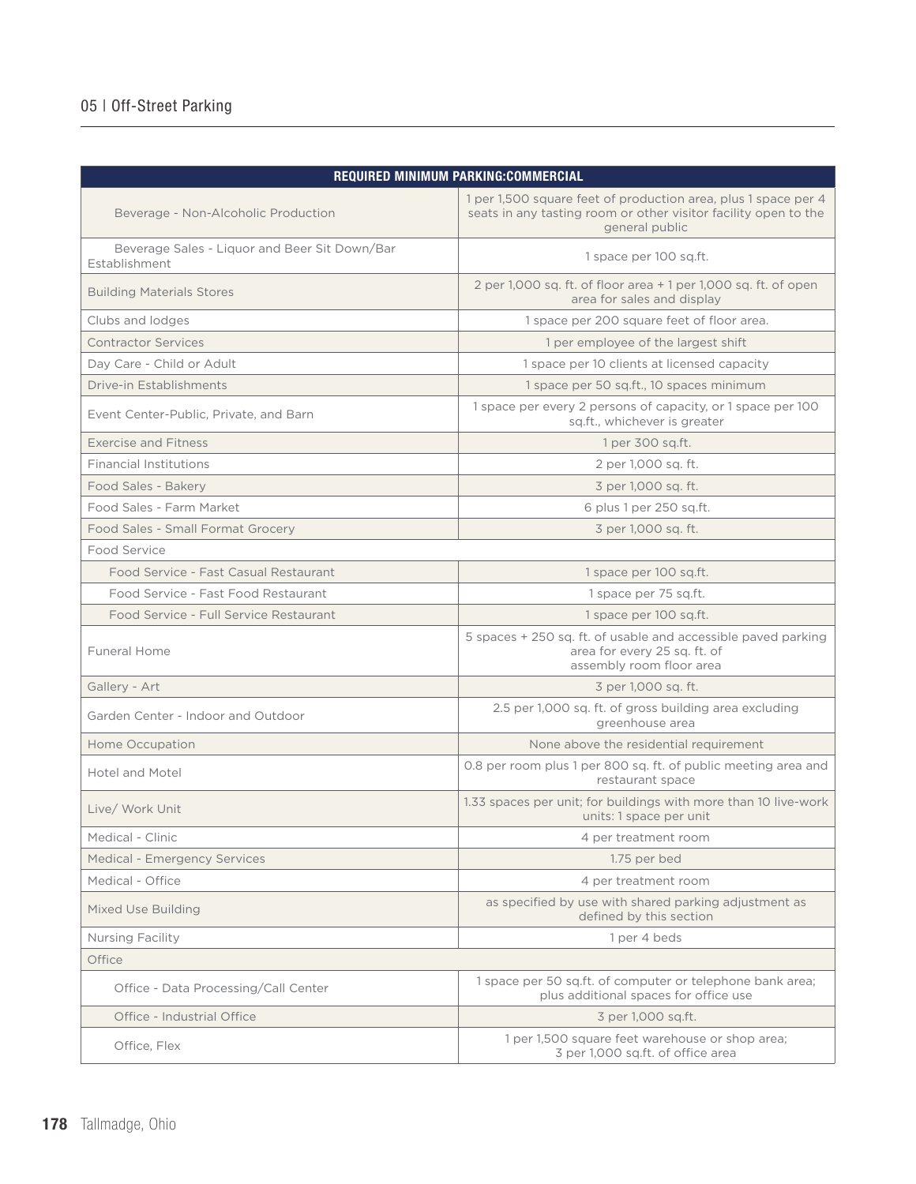| REQUIRED MINIMUM PARKING:COMMERCIAL | |
|---|---|
| Beverage - Non-Alcoholic Production | 1 per 1,500 square feet of production area, plus 1 space per 4 seats in any tasting room or other visitor facility open to the general public |
| Beverage Sales - Liquor and Beer Sit Down/Bar Establishment | 1 space per 100 sq.ft. |
| Building Materials Stores | 2 per 1,000 sq. ft. of floor area + 1 per 1,000 sq. ft. of open area for sales and display |
| Clubs and lodges | 1 space per 200 square feet of floor area. |
| Contractor Services | 1 per employee of the largest shift |
| Day Care - Child or Adult | 1 space per 10 clients at licensed capacity |
| Drive-in Establishments | 1 space per 50 sq.ft., 10 spaces minimum |
| Event Center-Public, Private, and Barn | 1 space per every 2 persons of capacity, or 1 space per 100 sq.ft., whichever is greater |
| Exercise and Fitness | 1 per 300 sq.ft. |
| Financial Institutions | 2 per 1,000 sq. ft. |
| Food Sales - Bakery | 3 per 1,000 sq. ft. |
| Food Sales - Farm Market | 6 plus 1 per 250 sq.ft. |
| Food Sales - Small Format Grocery | 3 per 1,000 sq. ft. |
| Food Service | |
| Food Service - Fast Casual Restaurant | 1 space per 100 sq.ft. |
| Food Service - Fast Food Restaurant | 1 space per 75 sq.ft. |
| Food Service - Full Service Restaurant | 1 space per 100 sq.ft. |
| Funeral Home | 5 spaces + 250 sq. ft. of usable and accessible paved parking area for every 25 sq. ft. of assembly room floor area |
| Gallery - Art | 3 per 1,000 sq. ft. |
| Garden Center - Indoor and Outdoor | 2.5 per 1,000 sq. ft. of gross building area excluding greenhouse area |
| Home Occupation | None above the residential requirement |
| Hotel and Motel | 0.8 per room plus 1 per 800 sq. ft. of public meeting area and restaurant space |
| Live/ Work Unit | 1.33 spaces per unit; for buildings with more than 10 live-work units: 1 space per unit |
| Medical - Clinic | 4 per treatment room |
| Medical - Emergency Services | 1.75 per bed |
| Medical - Office | 4 per treatment room |
| Mixed Use Building | as specified by use with shared parking adjustment as defined by this section |
| Nursing Facility | 1 per 4 beds |
| Office | |
| Office - Data Processing/Call Center | 1 space per 50 sq.ft. of computer or telephone bank area; plus additional spaces for office use |
| Office - Industrial Office | 3 per 1,000 sq.ft. |
| Office, Flex | 1 per 1,500 square feet warehouse or shop area; 3 per 1,000 sq.ft. of office area |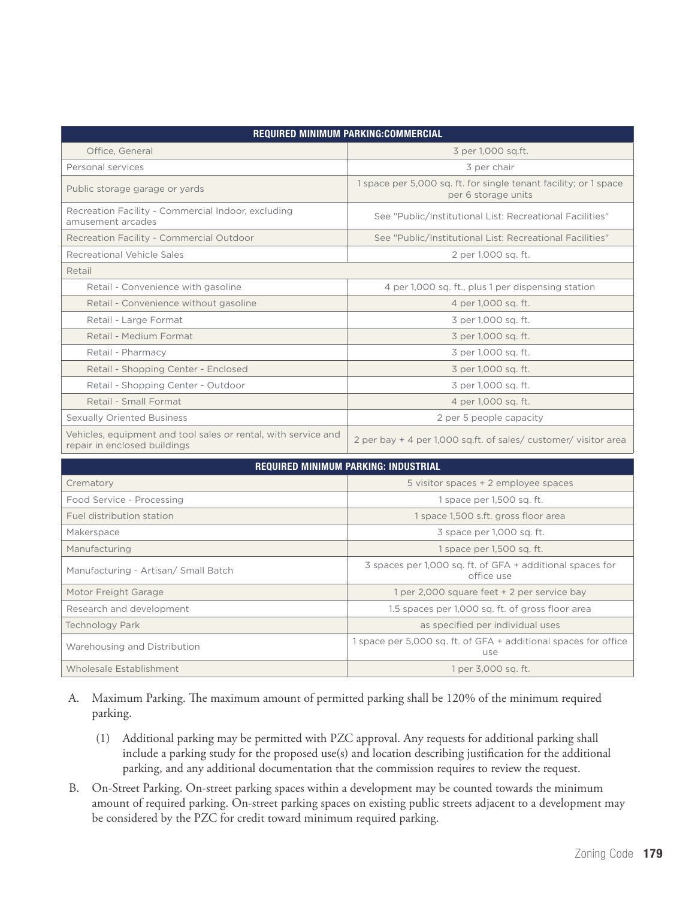| REQUIRED MINIMUM PARKING:COMMERCIAL | |
|---|---|
| Office, General | 3 per 1,000 sq.ft. |
| Personal services | 3 per chair |
| Public storage garage or yards | 1 space per 5,000 sq. ft. for single tenant facility; or 1 space per 6 storage units |
| Recreation Facility - Commercial Indoor, excluding amusement arcades | See "Public/Institutional List: Recreational Facilities" |
| Recreation Facility - Commercial Outdoor | See "Public/Institutional List: Recreational Facilities" |
| Recreational Vehicle Sales | 2 per 1,000 sq. ft. |
| Retail | |
| Retail - Convenience with gasoline | 4 per 1,000 sq. ft., plus 1 per dispensing station |
| Retail - Convenience without gasoline | 4 per 1,000 sq. ft. |
| Retail - Large Format | 3 per 1,000 sq. ft. |
| Retail - Medium Format | 3 per 1,000 sq. ft. |
| Retail - Pharmacy | 3 per 1,000 sq. ft. |
| Retail - Shopping Center - Enclosed | 3 per 1,000 sq. ft. |
| Retail - Shopping Center - Outdoor | 3 per 1,000 sq. ft. |
| Retail - Small Format | 4 per 1,000 sq. ft. |
| Sexually Oriented Business | 2 per 5 people capacity |
| Vehicles, equipment and tool sales or rental, with service and repair in enclosed buildings | 2 per bay + 4 per 1,000 sq.ft. of sales/ customer/ visitor area |

| REQUIRED MINIMUM PARKING: INDUSTRIAL | |
|---|---|
| Crematory | 5 visitor spaces + 2 employee spaces |
| Food Service - Processing | 1 space per 1,500 sq. ft. |
| Fuel distribution station | 1 space 1,500 s.ft. gross floor area |
| Makerspace | 3 space per 1,000 sq. ft. |
| Manufacturing | 1 space per 1,500 sq. ft. |
| Manufacturing - Artisan/ Small Batch | 3 spaces per 1,000 sq. ft. of GFA + additional spaces for office use |
| Motor Freight Garage | 1 per 2,000 square feet + 2 per service bay |
| Research and development | 1.5 spaces per 1,000 sq. ft. of gross floor area |
| Technology Park | as specified per individual uses |
| Warehousing and Distribution | 1 space per 5,000 sq. ft. of GFA + additional spaces for office use |
| Wholesale Establishment | 1 per 3,000 sq. ft. |

A. Maximum Parking. The maximum amount of permitted parking shall be 120% of the minimum required parking.

(1) Additional parking may be permitted with PZC approval. Any requests for additional parking shall include a parking study for the proposed use(s) and location describing justification for the additional parking, and any additional documentation that the commission requires to review the request.

B. On-Street Parking. On-street parking spaces within a development may be counted towards the minimum amount of required parking. On-street parking spaces on existing public streets adjacent to a development may be considered by the PZC for credit toward minimum required parking.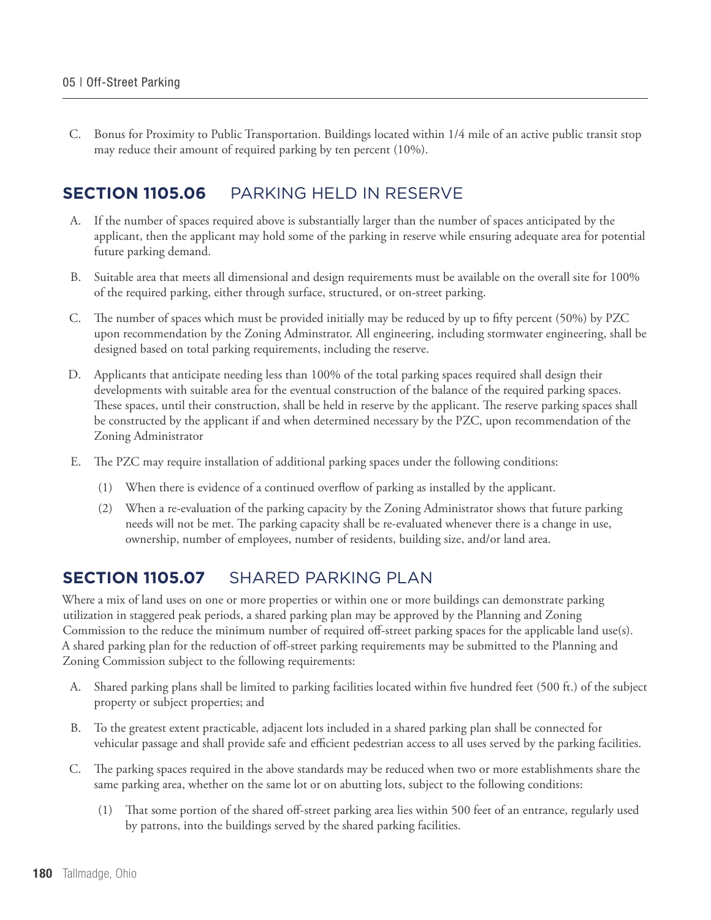C. Bonus for Proximity to Public Transportation. Buildings located within 1/4 mile of an active public transit stop may reduce their amount of required parking by ten percent (10%).

## SECTION 1105.06 PARKING HELD IN RESERVE

A. If the number of spaces required above is substantially larger than the number of spaces anticipated by the applicant, then the applicant may hold some of the parking in reserve while ensuring adequate area for potential future parking demand.

B. Suitable area that meets all dimensional and design requirements must be available on the overall site for 100% of the required parking, either through surface, structured, or on-street parking.

C. The number of spaces which must be provided initially may be reduced by up to fifty percent (50%) by PZC upon recommendation by the Zoning Adminstrator. All engineering, including stormwater engineering, shall be designed based on total parking requirements, including the reserve.

D. Applicants that anticipate needing less than 100% of the total parking spaces required shall design their developments with suitable area for the eventual construction of the balance of the required parking spaces. These spaces, until their construction, shall be held in reserve by the applicant. The reserve parking spaces shall be constructed by the applicant if and when determined necessary by the PZC, upon recommendation of the Zoning Administrator

E. The PZC may require installation of additional parking spaces under the following conditions:

(1) When there is evidence of a continued overflow of parking as installed by the applicant.

(2) When a re-evaluation of the parking capacity by the Zoning Administrator shows that future parking needs will not be met. The parking capacity shall be re-evaluated whenever there is a change in use, ownership, number of employees, number of residents, building size, and/or land area.

## SECTION 1105.07 SHARED PARKING PLAN

Where a mix of land uses on one or more properties or within one or more buildings can demonstrate parking utilization in staggered peak periods, a shared parking plan may be approved by the Planning and Zoning Commission to the reduce the minimum number of required off-street parking spaces for the applicable land use(s). A shared parking plan for the reduction of off-street parking requirements may be submitted to the Planning and Zoning Commission subject to the following requirements:

A. Shared parking plans shall be limited to parking facilities located within five hundred feet (500 ft.) of the subject property or subject properties; and

B. To the greatest extent practicable, adjacent lots included in a shared parking plan shall be connected for vehicular passage and shall provide safe and efficient pedestrian access to all uses served by the parking facilities.

C. The parking spaces required in the above standards may be reduced when two or more establishments share the same parking area, whether on the same lot or on abutting lots, subject to the following conditions:

(1) That some portion of the shared off-street parking area lies within 500 feet of an entrance, regularly used by patrons, into the buildings served by the shared parking facilities.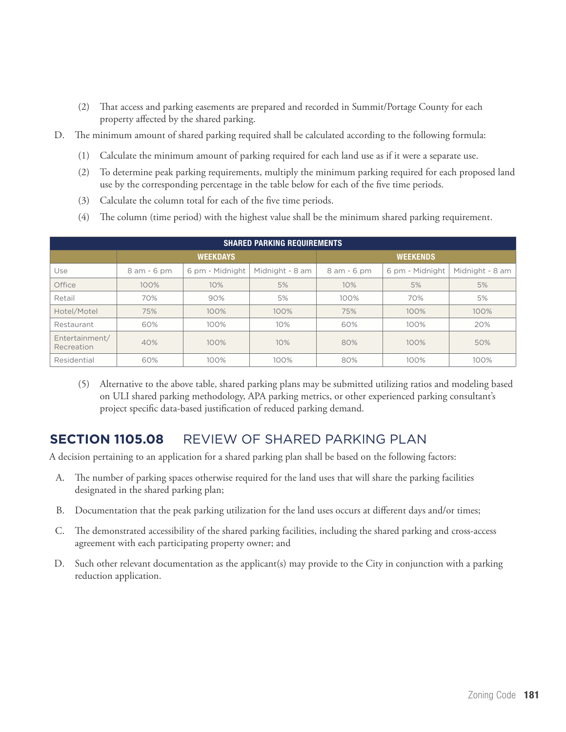(2) That access and parking easements are prepared and recorded in Summit/Portage County for each property affected by the shared parking.

D. The minimum amount of shared parking required shall be calculated according to the following formula:

(1) Calculate the minimum amount of parking required for each land use as if it were a separate use.

(2) To determine peak parking requirements, multiply the minimum parking required for each proposed land use by the corresponding percentage in the table below for each of the five time periods.

(3) Calculate the column total for each of the five time periods.

(4) The column (time period) with the highest value shall be the minimum shared parking requirement.

| SHARED PARKING REQUIREMENTS | | | | | | |
|---|---|---|---|---|---|---|
| | WEEKDAYS | | | WEEKENDS | | |
| Use | 8 am - 6 pm | 6 pm - Midnight | Midnight - 8 am | 8 am - 6 pm | 6 pm - Midnight | Midnight - 8 am |
| Office | 100% | 10% | 5% | 10% | 5% | 5% |
| Retail | 70% | 90% | 5% | 100% | 70% | 5% |
| Hotel/Motel | 75% | 100% | 100% | 75% | 100% | 100% |
| Restaurant | 60% | 100% | 10% | 60% | 100% | 20% |
| Entertainment/ Recreation | 40% | 100% | 10% | 80% | 100% | 50% |
| Residential | 60% | 100% | 100% | 80% | 100% | 100% |

(5) Alternative to the above table, shared parking plans may be submitted utilizing ratios and modeling based on ULI shared parking methodology, APA parking metrics, or other experienced parking consultant's project specific data-based justification of reduced parking demand.

## SECTION 1105.08 REVIEW OF SHARED PARKING PLAN

A decision pertaining to an application for a shared parking plan shall be based on the following factors:

A. The number of parking spaces otherwise required for the land uses that will share the parking facilities designated in the shared parking plan;

B. Documentation that the peak parking utilization for the land uses occurs at different days and/or times;

C. The demonstrated accessibility of the shared parking facilities, including the shared parking and cross-access agreement with each participating property owner; and

D. Such other relevant documentation as the applicant(s) may provide to the City in conjunction with a parking reduction application.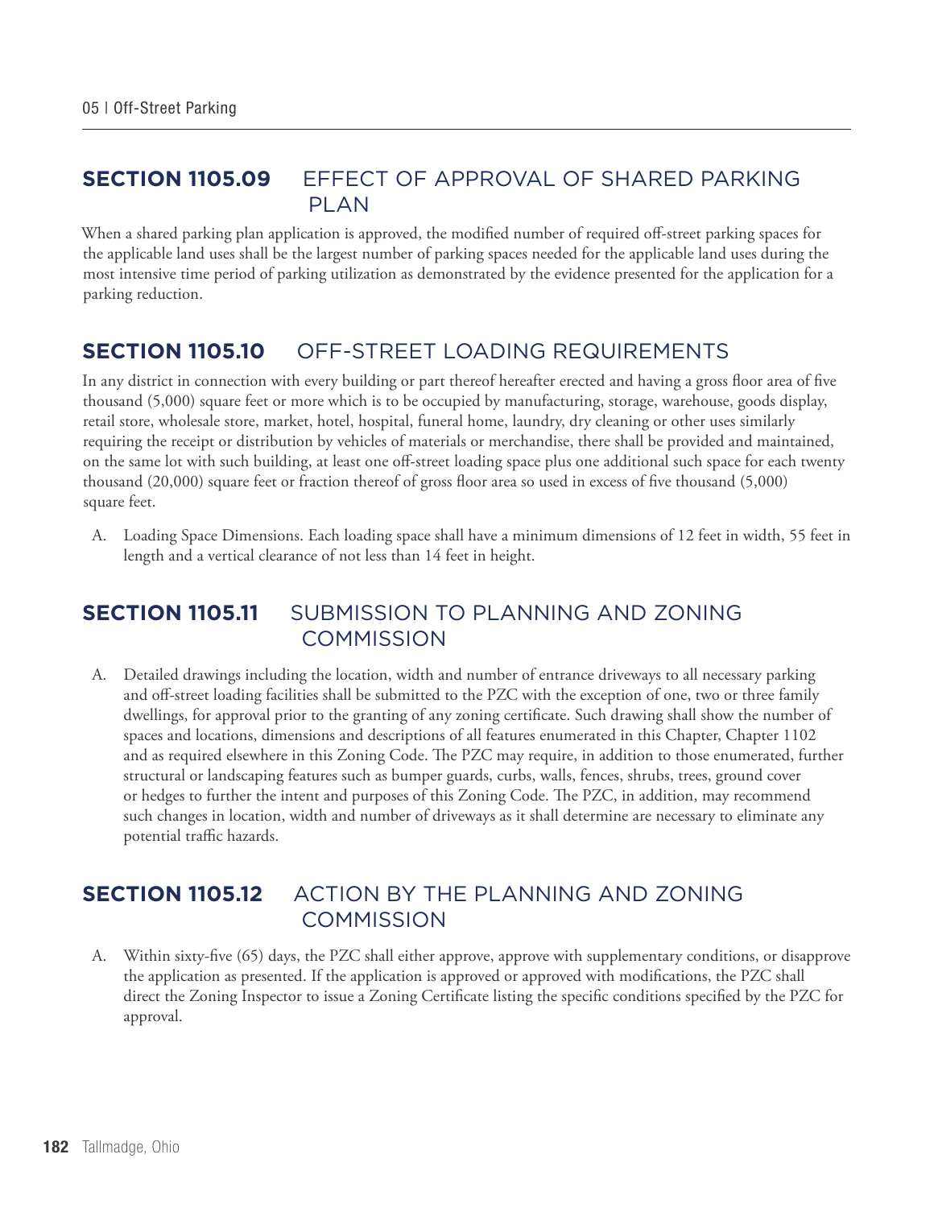## SECTION 1105.09 EFFECT OF APPROVAL OF SHARED PARKING PLAN

When a shared parking plan application is approved, the modified number of required off-street parking spaces for the applicable land uses shall be the largest number of parking spaces needed for the applicable land uses during the most intensive time period of parking utilization as demonstrated by the evidence presented for the application for a parking reduction.

## SECTION 1105.10 OFF-STREET LOADING REQUIREMENTS

In any district in connection with every building or part thereof hereafter erected and having a gross floor area of five thousand (5,000) square feet or more which is to be occupied by manufacturing, storage, warehouse, goods display, retail store, wholesale store, market, hotel, hospital, funeral home, laundry, dry cleaning or other uses similarly requiring the receipt or distribution by vehicles of materials or merchandise, there shall be provided and maintained, on the same lot with such building, at least one off-street loading space plus one additional such space for each twenty thousand (20,000) square feet or fraction thereof of gross floor area so used in excess of five thousand (5,000) square feet.

A. Loading Space Dimensions. Each loading space shall have a minimum dimensions of 12 feet in width, 55 feet in length and a vertical clearance of not less than 14 feet in height.

## SECTION 1105.11 SUBMISSION TO PLANNING AND ZONING COMMISSION

A. Detailed drawings including the location, width and number of entrance driveways to all necessary parking and off-street loading facilities shall be submitted to the PZC with the exception of one, two or three family dwellings, for approval prior to the granting of any zoning certificate. Such drawing shall show the number of spaces and locations, dimensions and descriptions of all features enumerated in this Chapter, Chapter 1102 and as required elsewhere in this Zoning Code. The PZC may require, in addition to those enumerated, further structural or landscaping features such as bumper guards, curbs, walls, fences, shrubs, trees, ground cover or hedges to further the intent and purposes of this Zoning Code. The PZC, in addition, may recommend such changes in location, width and number of driveways as it shall determine are necessary to eliminate any potential traffic hazards.

## SECTION 1105.12 ACTION BY THE PLANNING AND ZONING COMMISSION

A. Within sixty-five (65) days, the PZC shall either approve, approve with supplementary conditions, or disapprove the application as presented. If the application is approved or approved with modifications, the PZC shall direct the Zoning Inspector to issue a Zoning Certificate listing the specific conditions specified by the PZC for approval.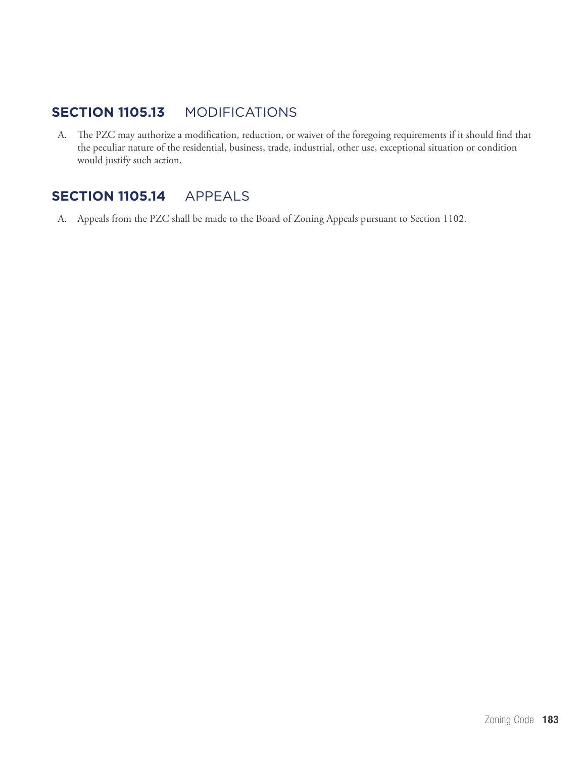## **SECTION 1105.13** MODIFICATIONS

A. The PZC may authorize a modification, reduction, or waiver of the foregoing requirements if it should find that the peculiar nature of the residential, business, trade, industrial, other use, exceptional situation or condition would justify such action.

## **SECTION 1105.14** APPEALS

A. Appeals from the PZC shall be made to the Board of Zoning Appeals pursuant to Section 1102.